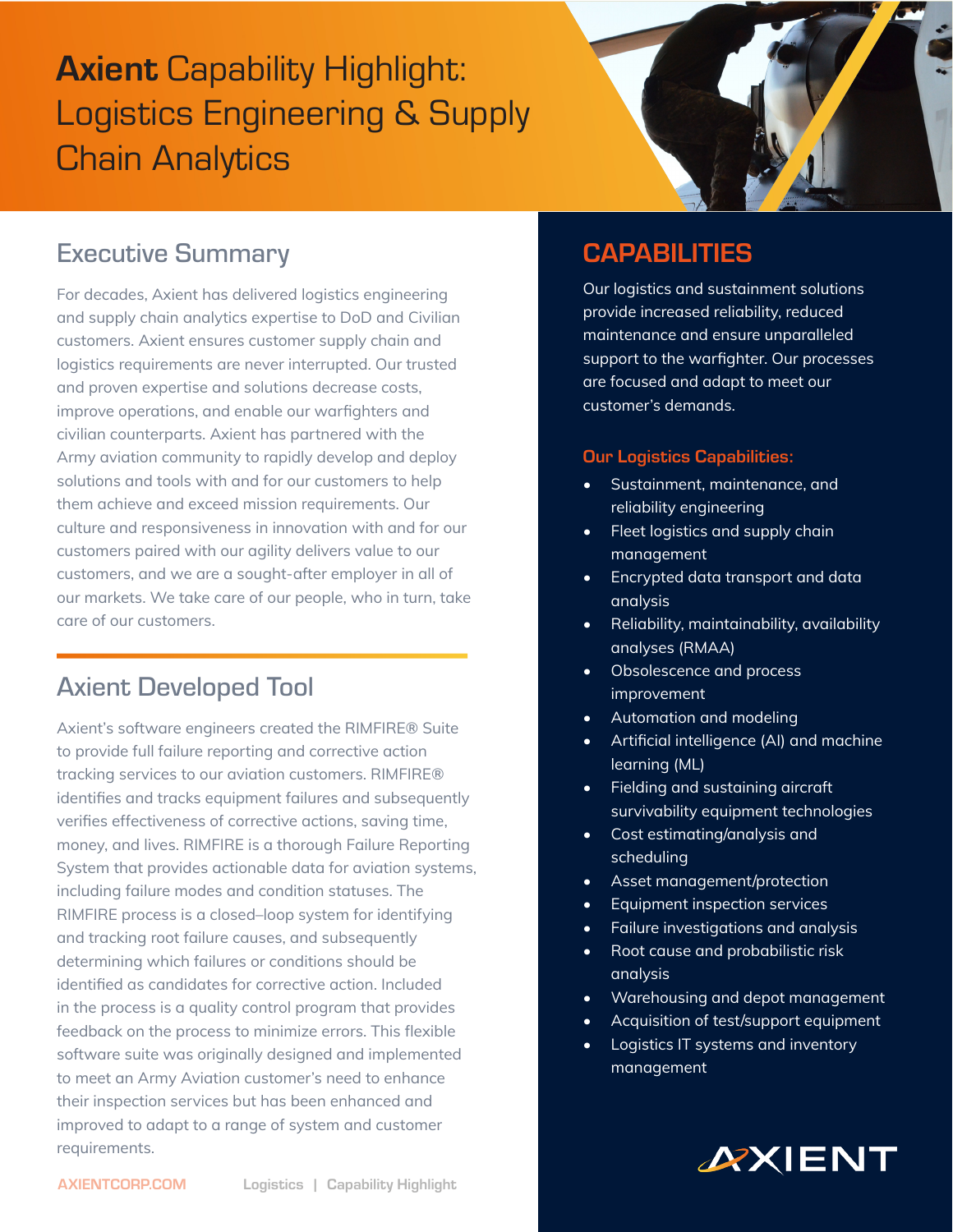# **Axient** Capability Highlight: Logistics Engineering & Supply Chain Analytics

## Executive Summary

For decades, Axient has delivered logistics engineering and supply chain analytics expertise to DoD and Civilian customers. Axient ensures customer supply chain and logistics requirements are never interrupted. Our trusted and proven expertise and solutions decrease costs, improve operations, and enable our warfighters and civilian counterparts. Axient has partnered with the Army aviation community to rapidly develop and deploy solutions and tools with and for our customers to help them achieve and exceed mission requirements. Our culture and responsiveness in innovation with and for our customers paired with our agility delivers value to our customers, and we are a sought-after employer in all of our markets. We take care of our people, who in turn, take care of our customers.

## Axient Developed Tool

Axient's software engineers created the RIMFIRE® Suite to provide full failure reporting and corrective action tracking services to our aviation customers. RIMFIRE® identifies and tracks equipment failures and subsequently verifies effectiveness of corrective actions, saving time, money, and lives. RIMFIRE is a thorough Failure Reporting System that provides actionable data for aviation systems, including failure modes and condition statuses. The RIMFIRE process is a closed–loop system for identifying and tracking root failure causes, and subsequently determining which failures or conditions should be identified as candidates for corrective action. Included in the process is a quality control program that provides feedback on the process to minimize errors. This flexible software suite was originally designed and implemented to meet an Army Aviation customer's need to enhance their inspection services but has been enhanced and improved to adapt to a range of system and customer requirements.

## CAPABILITIES

Our logistics and sustainment solutions provide increased reliability, reduced maintenance and ensure unparalleled support to the warfighter. Our processes are focused and adapt to meet our customer's demands.

### Our Logistics Capabilities:

- Sustainment, maintenance, and reliability engineering
- Fleet logistics and supply chain management
- Encrypted data transport and data analysis
- Reliability, maintainability, availability analyses (RMAA)
- Obsolescence and process improvement
- Automation and modeling
- Artificial intelligence (AI) and machine learning (ML)
- Fielding and sustaining aircraft survivability equipment technologies
- Cost estimating/analysis and scheduling
- Asset management/protection
- Equipment inspection services
- Failure investigations and analysis
- Root cause and probabilistic risk analysis
- Warehousing and depot management
- Acquisition of test/support equipment
- Logistics IT systems and inventory management

AXIENT

AXIENTCORP.COM    Logistics | Capability Highlight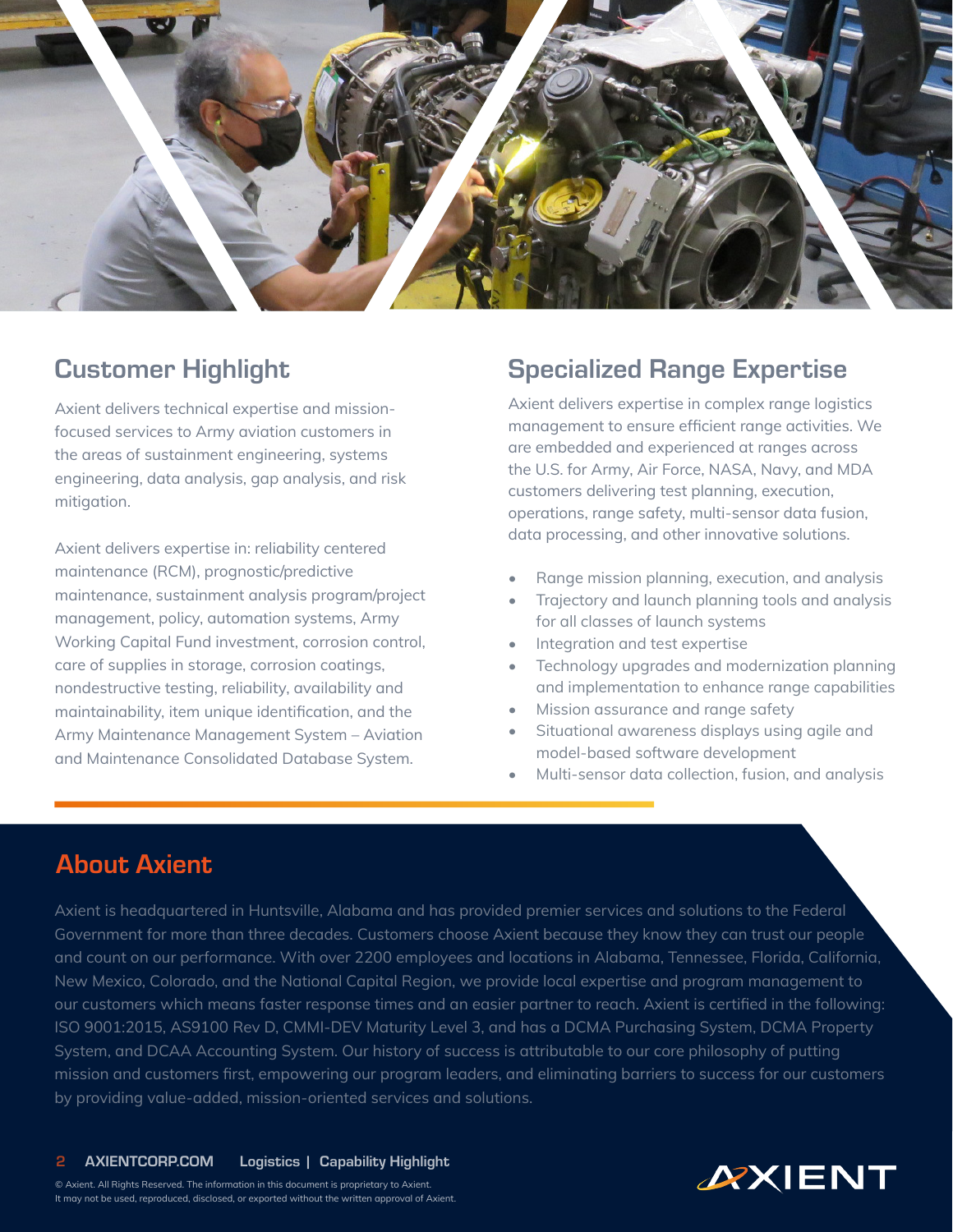## Customer Highlight

Axient delivers technical expertise and mission-focused services to Army aviation customers in the areas of sustainment engineering, systems engineering, data analysis, gap analysis, and risk mitigation.

Axient delivers expertise in: reliability centered maintenance (RCM), prognostic/predictive maintenance, sustainment analysis program/project management, policy, automation systems, Army Working Capital Fund investment, corrosion control, care of supplies in storage, corrosion coatings, nondestructive testing, reliability, availability and maintainability, item unique identification, and the Army Maintenance Management System – Aviation and Maintenance Consolidated Database System.

## Specialized Range Expertise

Axient delivers expertise in complex range logistics management to ensure efficient range activities. We are embedded and experienced at ranges across the U.S. for Army, Air Force, NASA, Navy, and MDA customers delivering test planning, execution, operations, range safety, multi-sensor data fusion, data processing, and other innovative solutions.

- Range mission planning, execution, and analysis
- Trajectory and launch planning tools and analysis for all classes of launch systems
- Integration and test expertise
- Technology upgrades and modernization planning and implementation to enhance range capabilities
- Mission assurance and range safety
- Situational awareness displays using agile and model-based software development
- Multi-sensor data collection, fusion, and analysis

## About Axient

Axient is headquartered in Huntsville, Alabama and has provided premier services and solutions to the Federal Government for more than three decades. Customers choose Axient because they know they can trust our people and count on our performance. With over 2200 employees and locations in Alabama, Tennessee, Florida, California, New Mexico, Colorado, and the National Capital Region, we provide local expertise and program management to our customers which means faster response times and an easier partner to reach. Axient is certified in the following: ISO 9001:2015, AS9100 Rev D, CMMI-DEV Maturity Level 3, and has a DCMA Purchasing System, DCMA Property System, and DCAA Accounting System. Our history of success is attributable to our core philosophy of putting mission and customers first, empowering our program leaders, and eliminating barriers to success for our customers by providing value-added, mission-oriented services and solutions.

© Axient. All Rights Reserved. The information in this document is proprietary to Axient. It may not be used, reproduced, disclosed, or exported without the written approval of Axient.